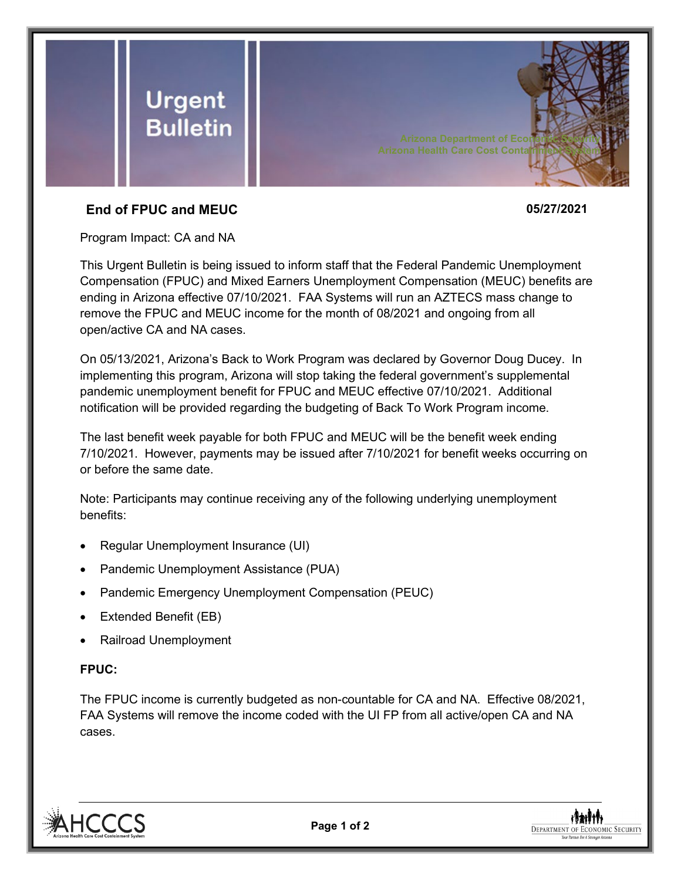# Urgent Bulletin

Arizona Department of Economic Security
Arizona Health Care Cost Containment System

## End of FPUC and MEUC

**05/27/2021**

Program Impact: CA and NA

This Urgent Bulletin is being issued to inform staff that the Federal Pandemic Unemployment Compensation (FPUC) and Mixed Earners Unemployment Compensation (MEUC) benefits are ending in Arizona effective 07/10/2021. FAA Systems will run an AZTECS mass change to remove the FPUC and MEUC income for the month of 08/2021 and ongoing from all open/active CA and NA cases.

On 05/13/2021, Arizona's Back to Work Program was declared by Governor Doug Ducey. In implementing this program, Arizona will stop taking the federal government's supplemental pandemic unemployment benefit for FPUC and MEUC effective 07/10/2021. Additional notification will be provided regarding the budgeting of Back To Work Program income.

The last benefit week payable for both FPUC and MEUC will be the benefit week ending 7/10/2021. However, payments may be issued after 7/10/2021 for benefit weeks occurring on or before the same date.

Note: Participants may continue receiving any of the following underlying unemployment benefits:

- Regular Unemployment Insurance (UI)
- Pandemic Unemployment Assistance (PUA)
- Pandemic Emergency Unemployment Compensation (PEUC)
- Extended Benefit (EB)
- Railroad Unemployment

**FPUC:**

The FPUC income is currently budgeted as non-countable for CA and NA. Effective 08/2021, FAA Systems will remove the income coded with the UI FP from all active/open CA and NA cases.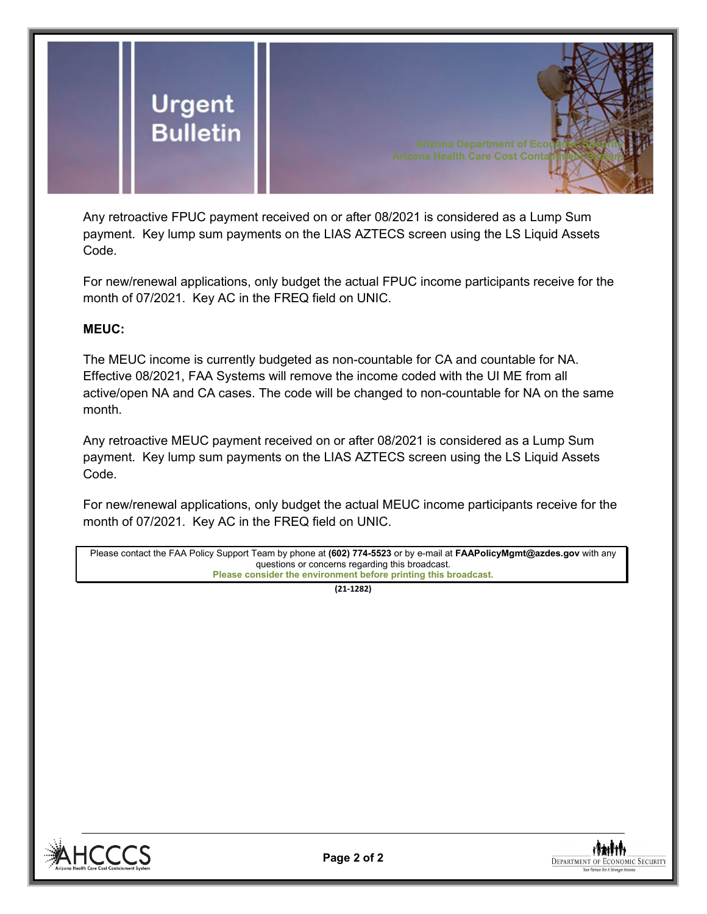Any retroactive FPUC payment received on or after 08/2021 is considered as a Lump Sum payment. Key lump sum payments on the LIAS AZTECS screen using the LS Liquid Assets Code.

For new/renewal applications, only budget the actual FPUC income participants receive for the month of 07/2021. Key AC in the FREQ field on UNIC.

**MEUC:**

The MEUC income is currently budgeted as non-countable for CA and countable for NA. Effective 08/2021, FAA Systems will remove the income coded with the UI ME from all active/open NA and CA cases. The code will be changed to non-countable for NA on the same month.

Any retroactive MEUC payment received on or after 08/2021 is considered as a Lump Sum payment. Key lump sum payments on the LIAS AZTECS screen using the LS Liquid Assets Code.

For new/renewal applications, only budget the actual MEUC income participants receive for the month of 07/2021. Key AC in the FREQ field on UNIC.

Please contact the FAA Policy Support Team by phone at **(602) 774-5523** or by e-mail at **FAAPolicyMgmt@azdes.gov** with any questions or concerns regarding this broadcast.
**Please consider the environment before printing this broadcast.**

**(21-1282)**